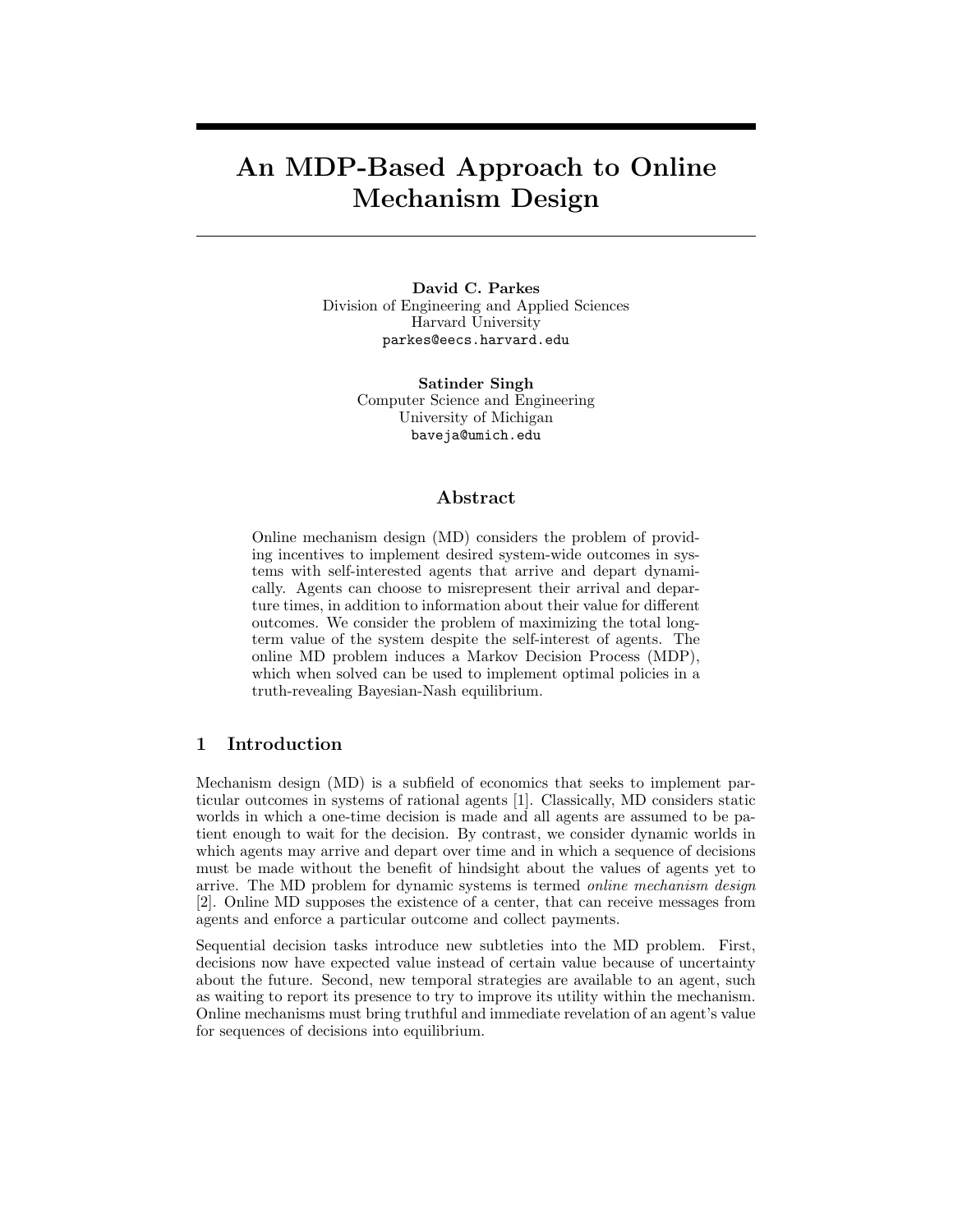# An MDP-Based Approach to Online Mechanism Design

**David C. Parkes**
Division of Engineering and Applied Sciences
Harvard University
parkes@eecs.harvard.edu

**Satinder Singh**
Computer Science and Engineering
University of Michigan
baveja@umich.edu

## Abstract

Online mechanism design (MD) considers the problem of providing incentives to implement desired system-wide outcomes in systems with self-interested agents that arrive and depart dynamically. Agents can choose to misrepresent their arrival and departure times, in addition to information about their value for different outcomes. We consider the problem of maximizing the total long-term value of the system despite the self-interest of agents. The online MD problem induces a Markov Decision Process (MDP), which when solved can be used to implement optimal policies in a truth-revealing Bayesian-Nash equilibrium.

## 1 Introduction

Mechanism design (MD) is a subfield of economics that seeks to implement particular outcomes in systems of rational agents [1]. Classically, MD considers static worlds in which a one-time decision is made and all agents are assumed to be patient enough to wait for the decision. By contrast, we consider dynamic worlds in which agents may arrive and depart over time and in which a sequence of decisions must be made without the benefit of hindsight about the values of agents yet to arrive. The MD problem for dynamic systems is termed *online mechanism design* [2]. Online MD supposes the existence of a center, that can receive messages from agents and enforce a particular outcome and collect payments.

Sequential decision tasks introduce new subtleties into the MD problem. First, decisions now have expected value instead of certain value because of uncertainty about the future. Second, new temporal strategies are available to an agent, such as waiting to report its presence to try to improve its utility within the mechanism. Online mechanisms must bring truthful and immediate revelation of an agent's value for sequences of decisions into equilibrium.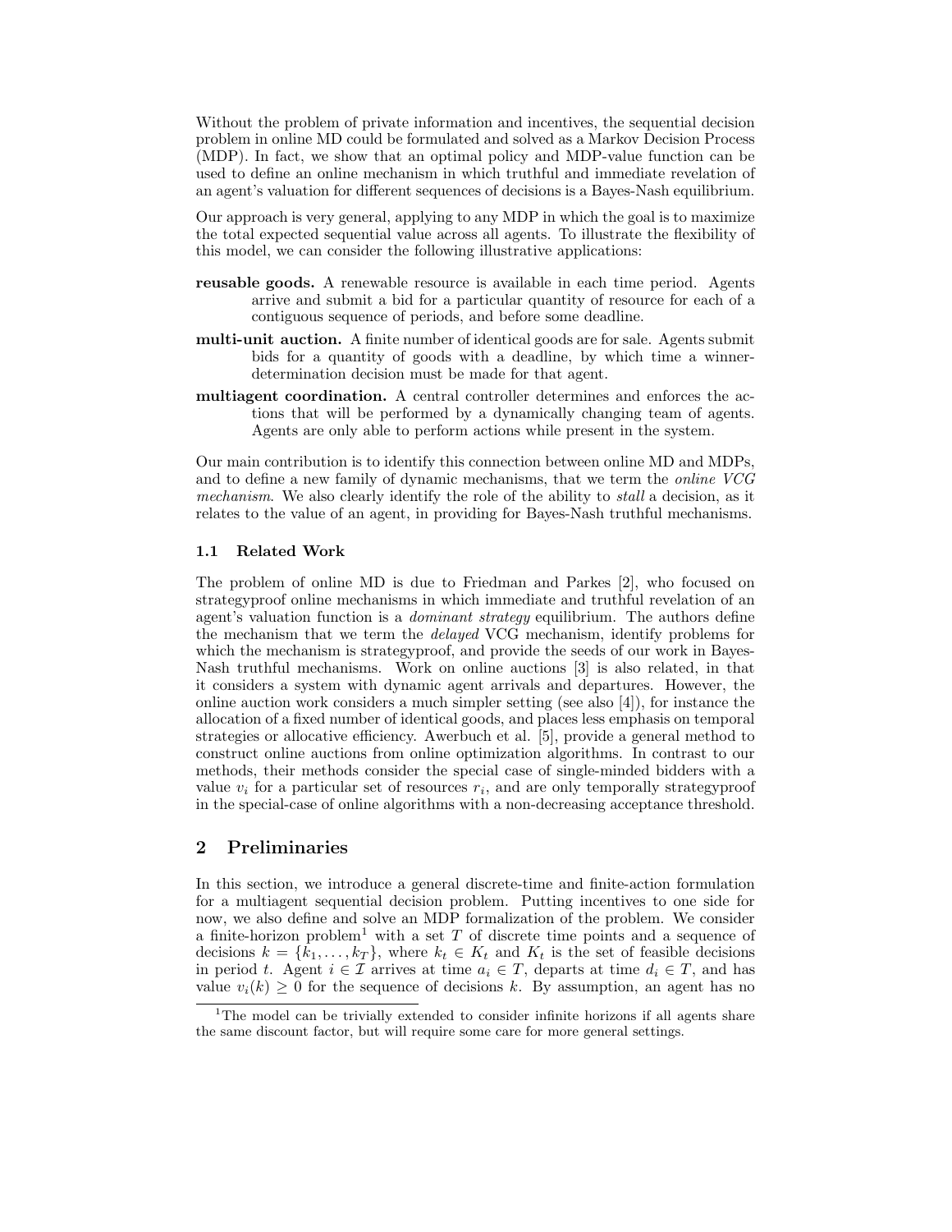Without the problem of private information and incentives, the sequential decision problem in online MD could be formulated and solved as a Markov Decision Process (MDP). In fact, we show that an optimal policy and MDP-value function can be used to define an online mechanism in which truthful and immediate revelation of an agent's valuation for different sequences of decisions is a Bayes-Nash equilibrium.

Our approach is very general, applying to any MDP in which the goal is to maximize the total expected sequential value across all agents. To illustrate the flexibility of this model, we can consider the following illustrative applications:

**reusable goods.** A renewable resource is available in each time period. Agents arrive and submit a bid for a particular quantity of resource for each of a contiguous sequence of periods, and before some deadline.

**multi-unit auction.** A finite number of identical goods are for sale. Agents submit bids for a quantity of goods with a deadline, by which time a winner-determination decision must be made for that agent.

**multiagent coordination.** A central controller determines and enforces the actions that will be performed by a dynamically changing team of agents. Agents are only able to perform actions while present in the system.

Our main contribution is to identify this connection between online MD and MDPs, and to define a new family of dynamic mechanisms, that we term the *online VCG mechanism*. We also clearly identify the role of the ability to *stall* a decision, as it relates to the value of an agent, in providing for Bayes-Nash truthful mechanisms.

### 1.1 Related Work

The problem of online MD is due to Friedman and Parkes [2], who focused on strategyproof online mechanisms in which immediate and truthful revelation of an agent's valuation function is a *dominant strategy* equilibrium. The authors define the mechanism that we term the *delayed* VCG mechanism, identify problems for which the mechanism is strategyproof, and provide the seeds of our work in Bayes-Nash truthful mechanisms. Work on online auctions [3] is also related, in that it considers a system with dynamic agent arrivals and departures. However, the online auction work considers a much simpler setting (see also [4]), for instance the allocation of a fixed number of identical goods, and places less emphasis on temporal strategies or allocative efficiency. Awerbuch et al. [5], provide a general method to construct online auctions from online optimization algorithms. In contrast to our methods, their methods consider the special case of single-minded bidders with a value $v_i$ for a particular set of resources $r_i$, and are only temporally strategyproof in the special-case of online algorithms with a non-decreasing acceptance threshold.

## 2 Preliminaries

In this section, we introduce a general discrete-time and finite-action formulation for a multiagent sequential decision problem. Putting incentives to one side for now, we also define and solve an MDP formalization of the problem. We consider a finite-horizon problem[1] with a set $T$ of discrete time points and a sequence of decisions $k = \{k_1, \ldots, k_T\}$, where $k_t \in K_t$ and $K_t$ is the set of feasible decisions in period $t$. Agent $i \in \mathcal{I}$ arrives at time $a_i \in T$, departs at time $d_i \in T$, and has value $v_i(k) \geq 0$ for the sequence of decisions $k$. By assumption, an agent has no

[1] The model can be trivially extended to consider infinite horizons if all agents share the same discount factor, but will require some care for more general settings.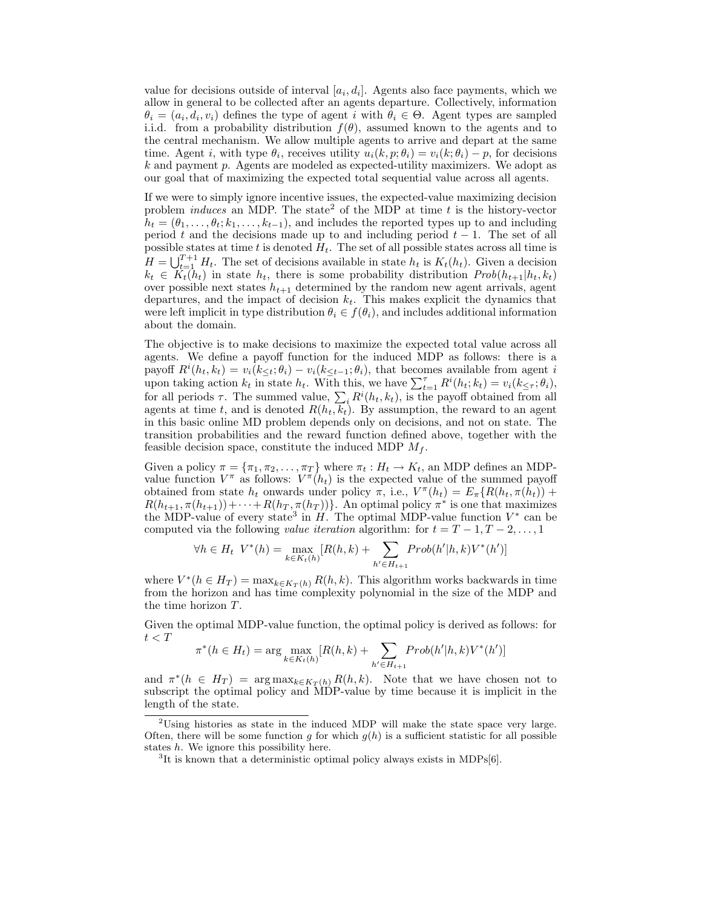value for decisions outside of interval $[a_i, d_i]$. Agents also face payments, which we allow in general to be collected after an agents departure. Collectively, information $\theta_i = (a_i, d_i, v_i)$ defines the type of agent $i$ with $\theta_i \in \Theta$. Agent types are sampled i.i.d. from a probability distribution $f(\theta)$, assumed known to the agents and to the central mechanism. We allow multiple agents to arrive and depart at the same time. Agent $i$, with type $\theta_i$, receives utility $u_i(k, p; \theta_i) = v_i(k; \theta_i) - p$, for decisions $k$ and payment $p$. Agents are modeled as expected-utility maximizers. We adopt as our goal that of maximizing the expected total sequential value across all agents.

If we were to simply ignore incentive issues, the expected-value maximizing decision problem *induces* an MDP. The state[2] of the MDP at time $t$ is the history-vector $h_t = (\theta_1, \ldots, \theta_t; k_1, \ldots, k_{t-1})$, and includes the reported types up to and including period $t$ and the decisions made up to and including period $t-1$. The set of all possible states at time $t$ is denoted $H_t$. The set of all possible states across all time is $H = \bigcup_{t=1}^{T+1} H_t$. The set of decisions available in state $h_t$ is $K_t(h_t)$. Given a decision $k_t \in K_t(h_t)$ in state $h_t$, there is some probability distribution $Prob(h_{t+1}|h_t, k_t)$ over possible next states $h_{t+1}$ determined by the random new agent arrivals, agent departures, and the impact of decision $k_t$. This makes explicit the dynamics that were left implicit in type distribution $\theta_i \in f(\theta_i)$, and includes additional information about the domain.

The objective is to make decisions to maximize the expected total value across all agents. We define a payoff function for the induced MDP as follows: there is a payoff $R^i(h_t, k_t) = v_i(k_{\leq t}; \theta_i) - v_i(k_{\leq t-1}; \theta_i)$, that becomes available from agent $i$ upon taking action $k_t$ in state $h_t$. With this, we have $\sum_{t=1}^{\tau} R^i(h_t; k_t) = v_i(k_{\leq \tau}; \theta_i)$, for all periods $\tau$. The summed value, $\sum_i R^i(h_t, k_t)$, is the payoff obtained from all agents at time $t$, and is denoted $R(h_t, k_t)$. By assumption, the reward to an agent in this basic online MD problem depends only on decisions, and not on state. The transition probabilities and the reward function defined above, together with the feasible decision space, constitute the induced MDP $M_f$.

Given a policy $\pi = \{\pi_1, \pi_2, \ldots, \pi_T\}$ where $\pi_t : H_t \to K_t$, an MDP defines an MDP-value function $V^\pi$ as follows: $V^\pi(h_t)$ is the expected value of the summed payoff obtained from state $h_t$ onwards under policy $\pi$, i.e., $V^\pi(h_t) = E_\pi\{R(h_t, \pi(h_t)) + R(h_{t+1}, \pi(h_{t+1})) + \cdots + R(h_T, \pi(h_T))\}$. An optimal policy $\pi^*$ is one that maximizes the MDP-value of every state[3] in $H$. The optimal MDP-value function $V^*$ can be computed via the following *value iteration* algorithm: for $t = T-1, T-2, \ldots, 1$

$$\forall h \in H_t \;\; V^*(h) = \max_{k \in K_t(h)} [R(h,k) + \sum_{h' \in H_{t+1}} Prob(h'|h,k) V^*(h')]$$

where $V^*(h \in H_T) = \max_{k \in K_T(h)} R(h,k)$. This algorithm works backwards in time from the horizon and has time complexity polynomial in the size of the MDP and the time horizon $T$.

Given the optimal MDP-value function, the optimal policy is derived as follows: for $t < T$

$$\pi^*(h \in H_t) = \arg\max_{k \in K_t(h)} [R(h,k) + \sum_{h' \in H_{t+1}} Prob(h'|h,k) V^*(h')]$$

and $\pi^*(h \in H_T) = \arg\max_{k \in K_T(h)} R(h,k)$. Note that we have chosen not to subscript the optimal policy and MDP-value by time because it is implicit in the length of the state.

---

[2] Using histories as state in the induced MDP will make the state space very large. Often, there will be some function $g$ for which $g(h)$ is a sufficient statistic for all possible states $h$. We ignore this possibility here.

[3] It is known that a deterministic optimal policy always exists in MDPs[6].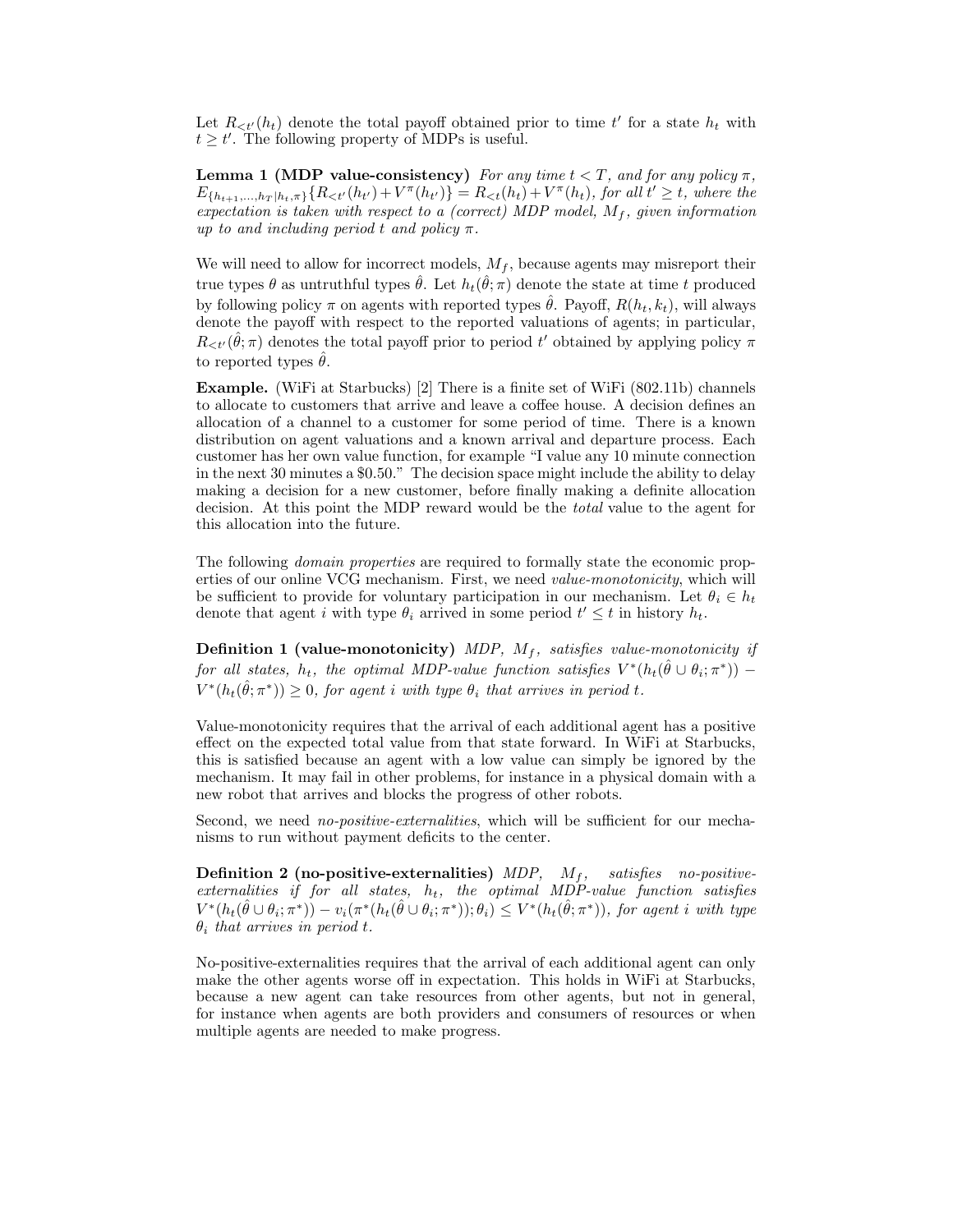Let $R_{<t'}(h_t)$ denote the total payoff obtained prior to time $t'$ for a state $h_t$ with $t \geq t'$. The following property of MDPs is useful.

**Lemma 1 (MDP value-consistency)** *For any time $t < T$, and for any policy $\pi$, $E_{\{h_{t+1},\ldots,h_T|h_t,\pi\}}\{R_{<t'}(h_{t'}) + V^{\pi}(h_{t'})\} = R_{<t}(h_t) + V^{\pi}(h_t)$, for all $t' \geq t$, where the expectation is taken with respect to a (correct) MDP model, $M_f$, given information up to and including period $t$ and policy $\pi$.*

We will need to allow for incorrect models, $M_f$, because agents may misreport their true types $\theta$ as untruthful types $\hat{\theta}$. Let $h_t(\hat{\theta};\pi)$ denote the state at time $t$ produced by following policy $\pi$ on agents with reported types $\hat{\theta}$. Payoff, $R(h_t, k_t)$, will always denote the payoff with respect to the reported valuations of agents; in particular, $R_{<t'}(\hat{\theta};\pi)$ denotes the total payoff prior to period $t'$ obtained by applying policy $\pi$ to reported types $\hat{\theta}$.

**Example.** (WiFi at Starbucks) [2] There is a finite set of WiFi (802.11b) channels to allocate to customers that arrive and leave a coffee house. A decision defines an allocation of a channel to a customer for some period of time. There is a known distribution on agent valuations and a known arrival and departure process. Each customer has her own value function, for example "I value any 10 minute connection in the next 30 minutes a \$0.50." The decision space might include the ability to delay making a decision for a new customer, before finally making a definite allocation decision. At this point the MDP reward would be the *total* value to the agent for this allocation into the future.

The following *domain properties* are required to formally state the economic properties of our online VCG mechanism. First, we need *value-monotonicity*, which will be sufficient to provide for voluntary participation in our mechanism. Let $\theta_i \in h_t$ denote that agent $i$ with type $\theta_i$ arrived in some period $t' \leq t$ in history $h_t$.

**Definition 1 (value-monotonicity)** *MDP, $M_f$, satisfies value-monotonicity if for all states, $h_t$, the optimal MDP-value function satisfies $V^*(h_t(\hat{\theta} \cup \theta_i;\pi^*)) - V^*(h_t(\hat{\theta};\pi^*)) \geq 0$, for agent $i$ with type $\theta_i$ that arrives in period $t$.*

Value-monotonicity requires that the arrival of each additional agent has a positive effect on the expected total value from that state forward. In WiFi at Starbucks, this is satisfied because an agent with a low value can simply be ignored by the mechanism. It may fail in other problems, for instance in a physical domain with a new robot that arrives and blocks the progress of other robots.

Second, we need *no-positive-externalities*, which will be sufficient for our mechanisms to run without payment deficits to the center.

**Definition 2 (no-positive-externalities)** *MDP, $M_f$, satisfies no-positive-externalities if for all states, $h_t$, the optimal MDP-value function satisfies $V^*(h_t(\hat{\theta} \cup \theta_i;\pi^*)) - v_i(\pi^*(h_t(\hat{\theta} \cup \theta_i;\pi^*));\theta_i) \leq V^*(h_t(\hat{\theta};\pi^*))$, for agent $i$ with type $\theta_i$ that arrives in period $t$.*

No-positive-externalities requires that the arrival of each additional agent can only make the other agents worse off in expectation. This holds in WiFi at Starbucks, because a new agent can take resources from other agents, but not in general, for instance when agents are both providers and consumers of resources or when multiple agents are needed to make progress.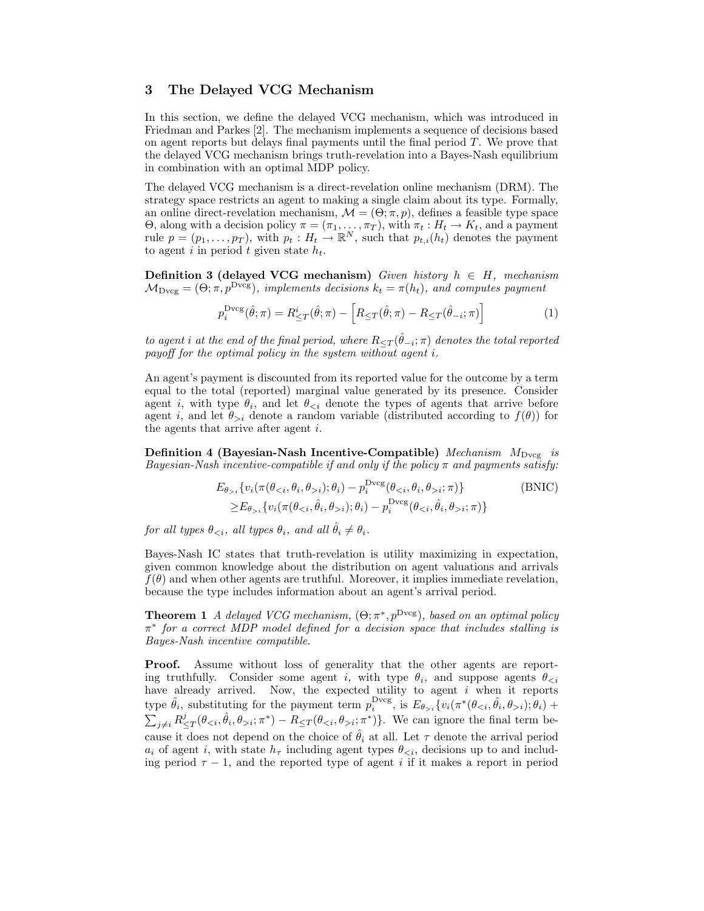## 3 The Delayed VCG Mechanism

In this section, we define the delayed VCG mechanism, which was introduced in Friedman and Parkes [2]. The mechanism implements a sequence of decisions based on agent reports but delays final payments until the final period $T$. We prove that the delayed VCG mechanism brings truth-revelation into a Bayes-Nash equilibrium in combination with an optimal MDP policy.

The delayed VCG mechanism is a direct-revelation online mechanism (DRM). The strategy space restricts an agent to making a single claim about its type. Formally, an online direct-revelation mechanism, $\mathcal{M} = (\Theta; \pi, p)$, defines a feasible type space $\Theta$, along with a decision policy $\pi = (\pi_1, \ldots, \pi_T)$, with $\pi_t : H_t \rightarrow K_t$, and a payment rule $p = (p_1, \ldots, p_T)$, with $p_t : H_t \rightarrow \mathbb{R}^N$, such that $p_{t,i}(h_t)$ denotes the payment to agent $i$ in period $t$ given state $h_t$.

**Definition 3 (delayed VCG mechanism)** *Given history $h \in H$, mechanism $\mathcal{M}_{\mathrm{Dvcg}} = (\Theta; \pi, p^{\mathrm{Dvcg}})$, implements decisions $k_t = \pi(h_t)$, and computes payment*

$$p_i^{\mathrm{Dvcg}}(\hat{\theta}; \pi) = R^i_{\leq T}(\hat{\theta}; \pi) - \Big[R_{\leq T}(\hat{\theta}; \pi) - R_{\leq T}(\hat{\theta}_{-i}; \pi)\Big] \tag{1}$$

*to agent $i$ at the end of the final period, where $R_{\leq T}(\hat{\theta}_{-i}; \pi)$ denotes the total reported payoff for the optimal policy in the system without agent $i$.*

An agent's payment is discounted from its reported value for the outcome by a term equal to the total (reported) marginal value generated by its presence. Consider agent $i$, with type $\theta_i$, and let $\theta_{<i}$ denote the types of agents that arrive before agent $i$, and let $\theta_{>i}$ denote a random variable (distributed according to $f(\theta)$) for the agents that arrive after agent $i$.

**Definition 4 (Bayesian-Nash Incentive-Compatible)** *Mechanism $M_{\mathrm{Dvcg}}$ is Bayesian-Nash incentive-compatible if and only if the policy $\pi$ and payments satisfy:*

$$\begin{aligned} &E_{\theta_{>i}}\{v_i(\pi(\theta_{<i}, \theta_i, \theta_{>i}); \theta_i) - p_i^{\mathrm{Dvcg}}(\theta_{<i}, \theta_i, \theta_{>i}; \pi)\} \qquad \text{(BNIC)} \\ \geq &E_{\theta_{>i}}\{v_i(\pi(\theta_{<i}, \hat{\theta}_i, \theta_{>i}); \theta_i) - p_i^{\mathrm{Dvcg}}(\theta_{<i}, \hat{\theta}_i, \theta_{>i}; \pi)\} \end{aligned}$$

*for all types $\theta_{<i}$, all types $\theta_i$, and all $\hat{\theta}_i \neq \theta_i$.*

Bayes-Nash IC states that truth-revelation is utility maximizing in expectation, given common knowledge about the distribution on agent valuations and arrivals $f(\theta)$ and when other agents are truthful. Moreover, it implies immediate revelation, because the type includes information about an agent's arrival period.

**Theorem 1** *A delayed VCG mechanism, $(\Theta; \pi^*, p^{\mathrm{Dvcg}})$, based on an optimal policy $\pi^*$ for a correct MDP model defined for a decision space that includes stalling is Bayes-Nash incentive compatible.*

**Proof.** Assume without loss of generality that the other agents are reporting truthfully. Consider some agent $i$, with type $\theta_i$, and suppose agents $\theta_{<i}$ have already arrived. Now, the expected utility to agent $i$ when it reports type $\hat{\theta}_i$, substituting for the payment term $p_i^{\mathrm{Dvcg}}$, is $E_{\theta_{>i}}\{v_i(\pi^*(\theta_{<i}, \hat{\theta}_i, \theta_{>i}); \theta_i) + \sum_{j \neq i} R^j_{\leq T}(\theta_{<i}, \hat{\theta}_i, \theta_{>i}; \pi^*) - R_{\leq T}(\theta_{<i}, \theta_{>i}; \pi^*)\}$. We can ignore the final term because it does not depend on the choice of $\hat{\theta}_i$ at all. Let $\tau$ denote the arrival period $a_i$ of agent $i$, with state $h_\tau$ including agent types $\theta_{<i}$, decisions up to and including period $\tau - 1$, and the reported type of agent $i$ if it makes a report in period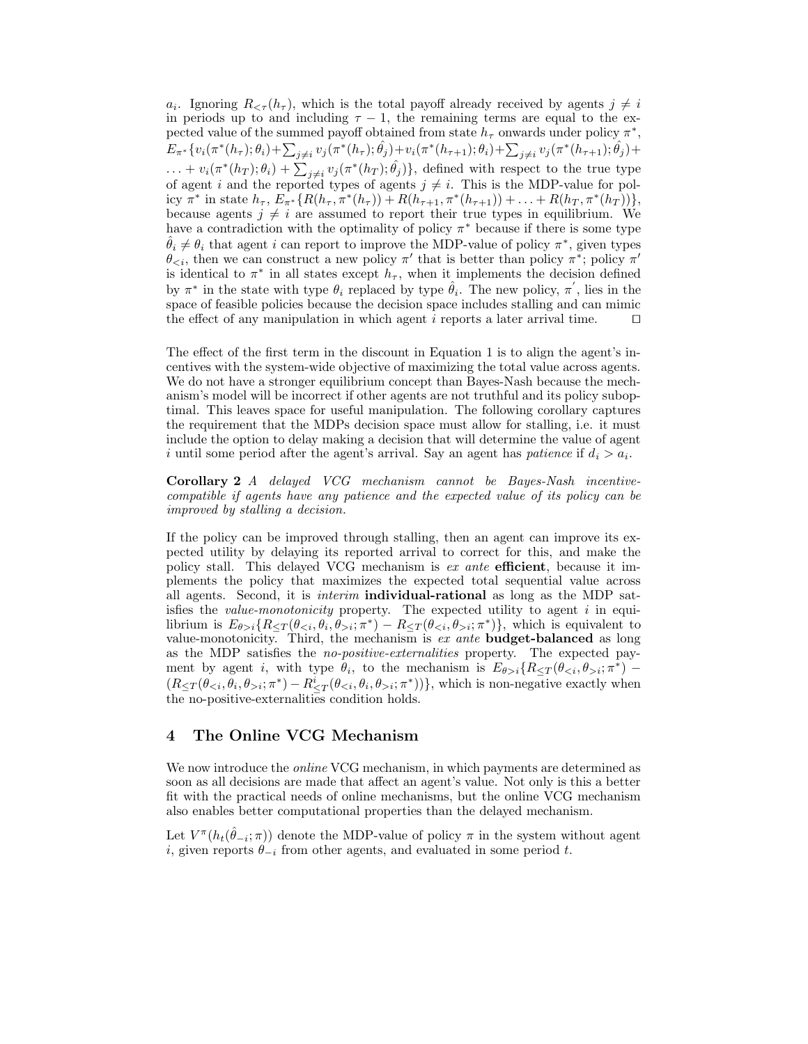$a_i$. Ignoring $R_{<\tau}(h_\tau)$, which is the total payoff already received by agents $j \neq i$ in periods up to and including $\tau - 1$, the remaining terms are equal to the expected value of the summed payoff obtained from state $h_\tau$ onwards under policy $\pi^*$, $E_{\pi^*}\{v_i(\pi^*(h_\tau);\theta_i)+\sum_{j\neq i} v_j(\pi^*(h_\tau);\hat{\theta}_j)+v_i(\pi^*(h_{\tau+1});\theta_i)+\sum_{j\neq i} v_j(\pi^*(h_{\tau+1});\hat{\theta}_j)+ \ldots + v_i(\pi^*(h_T);\theta_i) + \sum_{j\neq i} v_j(\pi^*(h_T);\hat{\theta}_j)\}$, defined with respect to the true type of agent $i$ and the reported types of agents $j \neq i$. This is the MDP-value for policy $\pi^*$ in state $h_\tau$, $E_{\pi^*}\{R(h_\tau, \pi^*(h_\tau)) + R(h_{\tau+1}, \pi^*(h_{\tau+1})) + \ldots + R(h_T, \pi^*(h_T))\}$, because agents $j \neq i$ are assumed to report their true types in equilibrium. We have a contradiction with the optimality of policy $\pi^*$ because if there is some type $\hat{\theta}_i \neq \theta_i$ that agent $i$ can report to improve the MDP-value of policy $\pi^*$, given types $\theta_{<i}$, then we can construct a new policy $\pi'$ that is better than policy $\pi^*$; policy $\pi'$ is identical to $\pi^*$ in all states except $h_\tau$, when it implements the decision defined by $\pi^*$ in the state with type $\theta_i$ replaced by type $\hat{\theta}_i$. The new policy, $\pi'$, lies in the space of feasible policies because the decision space includes stalling and can mimic the effect of any manipulation in which agent $i$ reports a later arrival time. □

The effect of the first term in the discount in Equation 1 is to align the agent's incentives with the system-wide objective of maximizing the total value across agents. We do not have a stronger equilibrium concept than Bayes-Nash because the mechanism's model will be incorrect if other agents are not truthful and its policy suboptimal. This leaves space for useful manipulation. The following corollary captures the requirement that the MDPs decision space must allow for stalling, i.e. it must include the option to delay making a decision that will determine the value of agent $i$ until some period after the agent's arrival. Say an agent has *patience* if $d_i > a_i$.

**Corollary 2** *A delayed VCG mechanism cannot be Bayes-Nash incentive-compatible if agents have any patience and the expected value of its policy can be improved by stalling a decision.*

If the policy can be improved through stalling, then an agent can improve its expected utility by delaying its reported arrival to correct for this, and make the policy stall. This delayed VCG mechanism is *ex ante* **efficient**, because it implements the policy that maximizes the expected total sequential value across all agents. Second, it is *interim* **individual-rational** as long as the MDP satisfies the *value-monotonicity* property. The expected utility to agent $i$ in equilibrium is $E_{\theta>i}\{R_{\leq T}(\theta_{<i}, \theta_i, \theta_{>i}; \pi^*) - R_{\leq T}(\theta_{<i}, \theta_{>i}; \pi^*)\}$, which is equivalent to value-monotonicity. Third, the mechanism is *ex ante* **budget-balanced** as long as the MDP satisfies the *no-positive-externalities* property. The expected payment by agent $i$, with type $\theta_i$, to the mechanism is $E_{\theta>i}\{R_{\leq T}(\theta_{<i}, \theta_{>i}; \pi^*) - (R_{\leq T}(\theta_{<i}, \theta_i, \theta_{>i}; \pi^*) - R^i_{\leq T}(\theta_{<i}, \theta_i, \theta_{>i}; \pi^*))\}$, which is non-negative exactly when the no-positive-externalities condition holds.

## 4 The Online VCG Mechanism

We now introduce the *online* VCG mechanism, in which payments are determined as soon as all decisions are made that affect an agent's value. Not only is this a better fit with the practical needs of online mechanisms, but the online VCG mechanism also enables better computational properties than the delayed mechanism.

Let $V^\pi(h_t(\hat{\theta}_{-i}; \pi))$ denote the MDP-value of policy $\pi$ in the system without agent $i$, given reports $\theta_{-i}$ from other agents, and evaluated in some period $t$.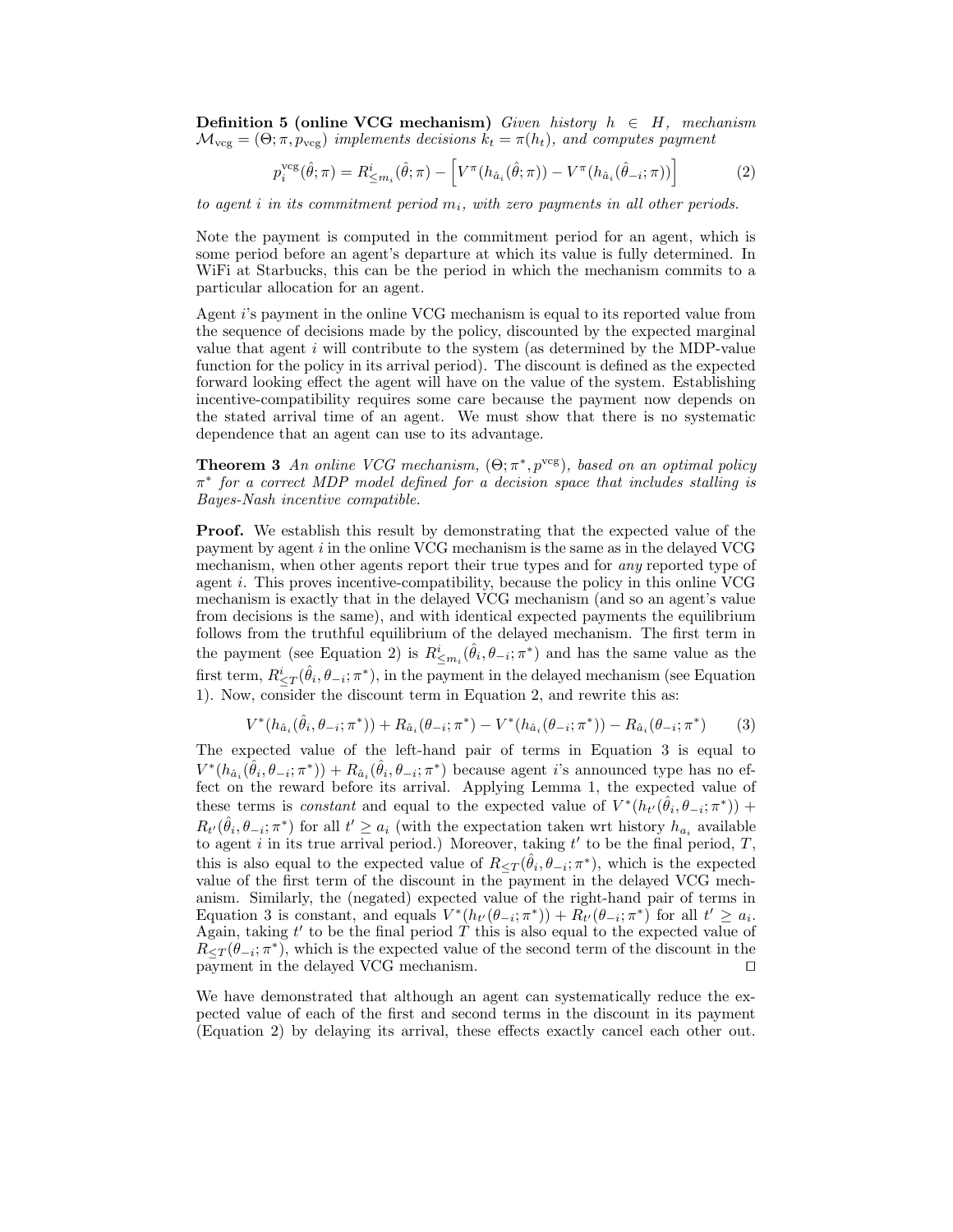**Definition 5 (online VCG mechanism)** *Given history $h \in H$, mechanism $\mathcal{M}_{\text{vcg}} = (\Theta; \pi, p_{\text{vcg}})$ implements decisions $k_t = \pi(h_t)$, and computes payment*

$$p_i^{\text{vcg}}(\hat{\theta}; \pi) = R^i_{\leq m_i}(\hat{\theta}; \pi) - \left[ V^\pi(h_{\hat{a}_i}(\hat{\theta}; \pi)) - V^\pi(h_{\hat{a}_i}(\hat{\theta}_{-i}; \pi)) \right] \tag{2}$$

*to agent $i$ in its commitment period $m_i$, with zero payments in all other periods.*

Note the payment is computed in the commitment period for an agent, which is some period before an agent's departure at which its value is fully determined. In WiFi at Starbucks, this can be the period in which the mechanism commits to a particular allocation for an agent.

Agent $i$'s payment in the online VCG mechanism is equal to its reported value from the sequence of decisions made by the policy, discounted by the expected marginal value that agent $i$ will contribute to the system (as determined by the MDP-value function for the policy in its arrival period). The discount is defined as the expected forward looking effect the agent will have on the value of the system. Establishing incentive-compatibility requires some care because the payment now depends on the stated arrival time of an agent. We must show that there is no systematic dependence that an agent can use to its advantage.

**Theorem 3** *An online VCG mechanism, $(\Theta; \pi^*, p^{\text{vcg}})$, based on an optimal policy $\pi^*$ for a correct MDP model defined for a decision space that includes stalling is Bayes-Nash incentive compatible.*

**Proof.** We establish this result by demonstrating that the expected value of the payment by agent $i$ in the online VCG mechanism is the same as in the delayed VCG mechanism, when other agents report their true types and for *any* reported type of agent $i$. This proves incentive-compatibility, because the policy in this online VCG mechanism is exactly that in the delayed VCG mechanism (and so an agent's value from decisions is the same), and with identical expected payments the equilibrium follows from the truthful equilibrium of the delayed mechanism. The first term in the payment (see Equation 2) is $R^i_{\leq m_i}(\hat{\theta}_i, \theta_{-i}; \pi^*)$ and has the same value as the first term, $R^i_{\leq T}(\hat{\theta}_i, \theta_{-i}; \pi^*)$, in the payment in the delayed mechanism (see Equation 1). Now, consider the discount term in Equation 2, and rewrite this as:

$$V^*(h_{\hat{a}_i}(\hat{\theta}_i, \theta_{-i}; \pi^*)) + R_{\hat{a}_i}(\theta_{-i}; \pi^*) - V^*(h_{\hat{a}_i}(\theta_{-i}; \pi^*)) - R_{\hat{a}_i}(\theta_{-i}; \pi^*) \tag{3}$$

The expected value of the left-hand pair of terms in Equation 3 is equal to $V^*(h_{\hat{a}_i}(\hat{\theta}_i, \theta_{-i}; \pi^*)) + R_{\hat{a}_i}(\hat{\theta}_i, \theta_{-i}; \pi^*)$ because agent $i$'s announced type has no effect on the reward before its arrival. Applying Lemma 1, the expected value of these terms is *constant* and equal to the expected value of $V^*(h_{t'}(\hat{\theta}_i, \theta_{-i}; \pi^*)) + R_{t'}(\hat{\theta}_i, \theta_{-i}; \pi^*)$ for all $t' \geq a_i$ (with the expectation taken wrt history $h_{a_i}$ available to agent $i$ in its true arrival period.) Moreover, taking $t'$ to be the final period, $T$, this is also equal to the expected value of $R_{\leq T}(\hat{\theta}_i, \theta_{-i}; \pi^*)$, which is the expected value of the first term of the discount in the payment in the delayed VCG mechanism. Similarly, the (negated) expected value of the right-hand pair of terms in Equation 3 is constant, and equals $V^*(h_{t'}(\theta_{-i}; \pi^*)) + R_{t'}(\theta_{-i}; \pi^*)$ for all $t' \geq a_i$. Again, taking $t'$ to be the final period $T$ this is also equal to the expected value of $R_{\leq T}(\theta_{-i}; \pi^*)$, which is the expected value of the second term of the discount in the payment in the delayed VCG mechanism. □

We have demonstrated that although an agent can systematically reduce the expected value of each of the first and second terms in the discount in its payment (Equation 2) by delaying its arrival, these effects exactly cancel each other out.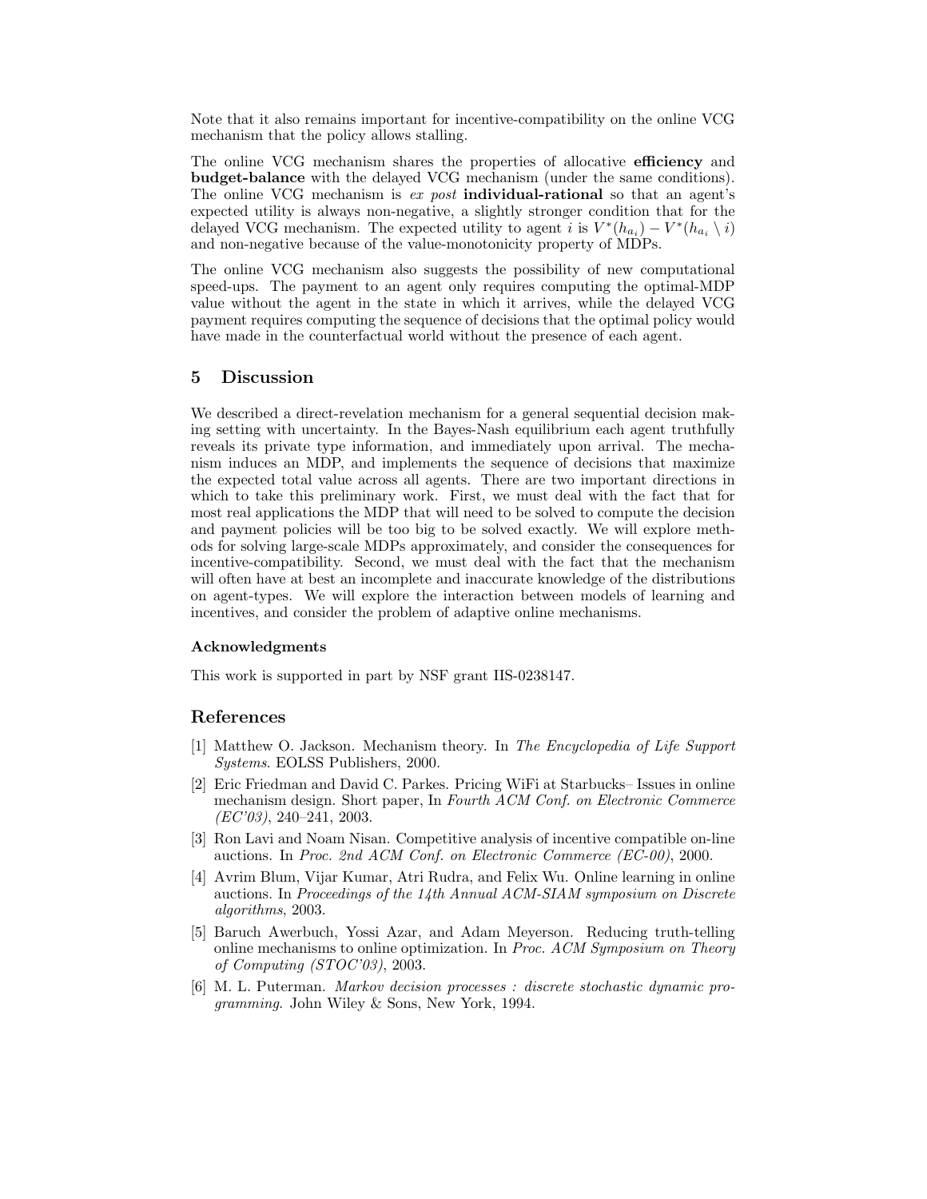Note that it also remains important for incentive-compatibility on the online VCG mechanism that the policy allows stalling.

The online VCG mechanism shares the properties of allocative **efficiency** and **budget-balance** with the delayed VCG mechanism (under the same conditions). The online VCG mechanism is *ex post* **individual-rational** so that an agent's expected utility is always non-negative, a slightly stronger condition that for the delayed VCG mechanism. The expected utility to agent $i$ is $V^*(h_{a_i}) - V^*(h_{a_i} \setminus i)$ and non-negative because of the value-monotonicity property of MDPs.

The online VCG mechanism also suggests the possibility of new computational speed-ups. The payment to an agent only requires computing the optimal-MDP value without the agent in the state in which it arrives, while the delayed VCG payment requires computing the sequence of decisions that the optimal policy would have made in the counterfactual world without the presence of each agent.

## 5 Discussion

We described a direct-revelation mechanism for a general sequential decision making setting with uncertainty. In the Bayes-Nash equilibrium each agent truthfully reveals its private type information, and immediately upon arrival. The mechanism induces an MDP, and implements the sequence of decisions that maximize the expected total value across all agents. There are two important directions in which to take this preliminary work. First, we must deal with the fact that for most real applications the MDP that will need to be solved to compute the decision and payment policies will be too big to be solved exactly. We will explore methods for solving large-scale MDPs approximately, and consider the consequences for incentive-compatibility. Second, we must deal with the fact that the mechanism will often have at best an incomplete and inaccurate knowledge of the distributions on agent-types. We will explore the interaction between models of learning and incentives, and consider the problem of adaptive online mechanisms.

### Acknowledgments

This work is supported in part by NSF grant IIS-0238147.

## References

[1] Matthew O. Jackson. Mechanism theory. In *The Encyclopedia of Life Support Systems*. EOLSS Publishers, 2000.

[2] Eric Friedman and David C. Parkes. Pricing WiFi at Starbucks– Issues in online mechanism design. Short paper, In *Fourth ACM Conf. on Electronic Commerce (EC'03)*, 240–241, 2003.

[3] Ron Lavi and Noam Nisan. Competitive analysis of incentive compatible on-line auctions. In *Proc. 2nd ACM Conf. on Electronic Commerce (EC-00)*, 2000.

[4] Avrim Blum, Vijar Kumar, Atri Rudra, and Felix Wu. Online learning in online auctions. In *Proceedings of the 14th Annual ACM-SIAM symposium on Discrete algorithms*, 2003.

[5] Baruch Awerbuch, Yossi Azar, and Adam Meyerson. Reducing truth-telling online mechanisms to online optimization. In *Proc. ACM Symposium on Theory of Computing (STOC'03)*, 2003.

[6] M. L. Puterman. *Markov decision processes : discrete stochastic dynamic programming*. John Wiley & Sons, New York, 1994.